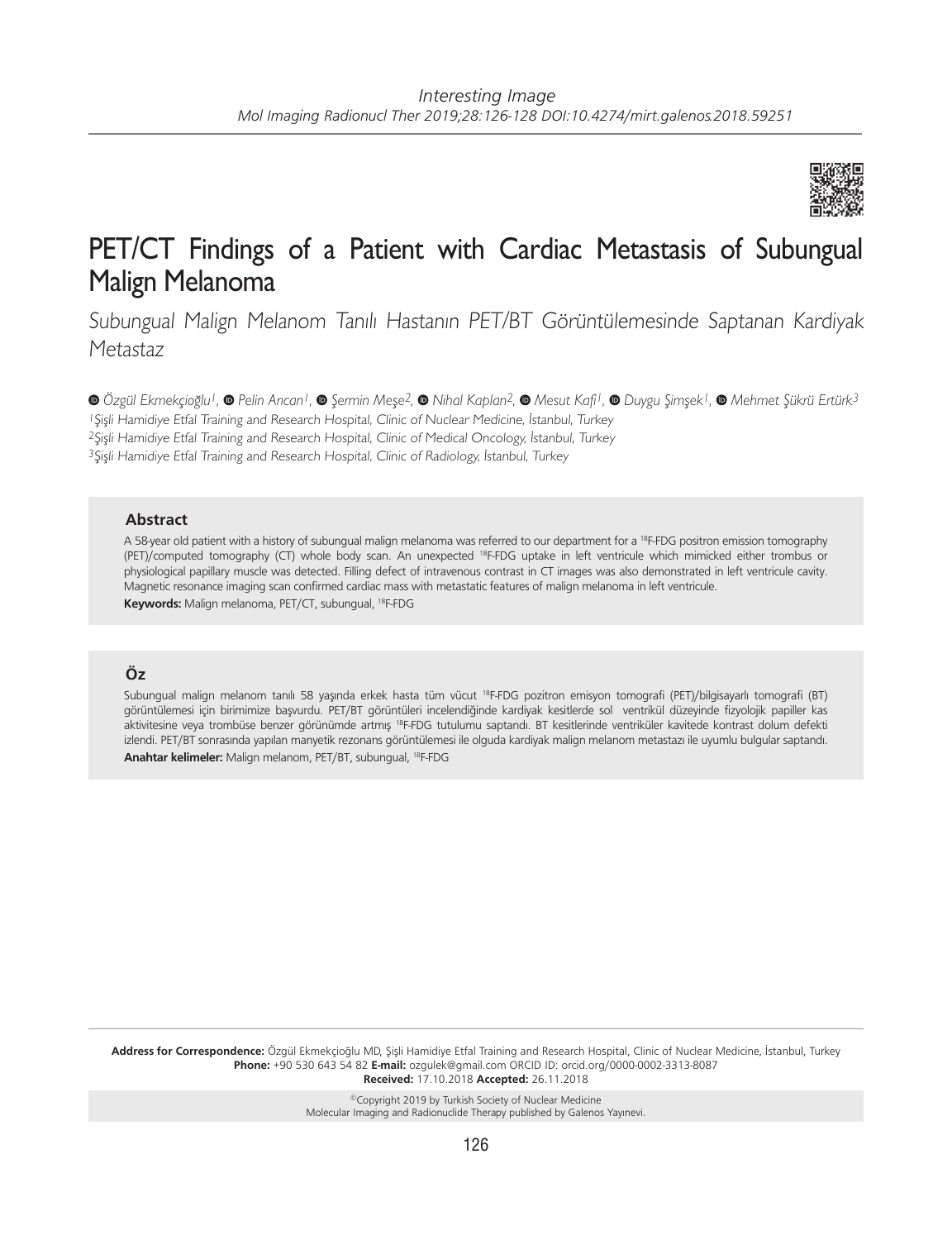Interesting Image

# PET/CT Findings of a Patient with Cardiac Metastasis of Subungual Malign Melanoma

*Subungual Malign Melanom Tanılı Hastanın PET/BT Görüntülemesinde Saptanan Kardiyak Metastaz*

Özgül Ekmekçioğlu[1], Pelin Arıcan[1], Şermin Meşe[2], Nihal Kaplan[2], Mesut Kafi[1], Duygu Şimşek[1], Mehmet Şükrü Ertürk[3]

[1]Şişli Hamidiye Etfal Training and Research Hospital, Clinic of Nuclear Medicine, İstanbul, Turkey

[2]Şişli Hamidiye Etfal Training and Research Hospital, Clinic of Medical Oncology, İstanbul, Turkey

[3]Şişli Hamidiye Etfal Training and Research Hospital, Clinic of Radiology, İstanbul, Turkey

### Abstract

A 58-year old patient with a history of subungual malign melanoma was referred to our department for a $^{18}$F-FDG positron emission tomography (PET)/computed tomography (CT) whole body scan. An unexpected $^{18}$F-FDG uptake in left ventricule which mimicked either trombus or physiological papillary muscle was detected. Filling defect of intravenous contrast in CT images was also demonstrated in left ventricule cavity. Magnetic resonance imaging scan confirmed cardiac mass with metastatic features of malign melanoma in left ventricule.

**Keywords:** Malign melanoma, PET/CT, subungual, $^{18}$F-FDG

### Öz

Subungual malign melanom tanılı 58 yaşında erkek hasta tüm vücut $^{18}$F-FDG pozitron emisyon tomografi (PET)/bilgisayarlı tomografi (BT) görüntülemesi için birimimize başvurdu. PET/BT görüntüleri incelendiğinde kardiyak kesitlerde sol ventrikül düzeyinde fizyolojik papiller kas aktivitesine veya trombüse benzer görünümde artmış $^{18}$F-FDG tutulumu saptandı. BT kesitlerinde ventriküler kavitede kontrast dolum defekti izlendi. PET/BT sonrasında yapılan manyetik rezonans görüntülemesi ile olguda kardiyak malign melanom metastazı ile uyumlu bulgular saptandı.

**Anahtar kelimeler:** Malign melanom, PET/BT, subungual, $^{18}$F-FDG

**Address for Correspondence:** Özgül Ekmekçioğlu MD, Şişli Hamidiye Etfal Training and Research Hospital, Clinic of Nuclear Medicine, İstanbul, Turkey
**Phone:** +90 530 643 54 82 **E-mail:** ozgulek@gmail.com ORCID ID: orcid.org/0000-0002-3313-8087
**Received:** 17.10.2018 **Accepted:** 26.11.2018

©Copyright 2019 by Turkish Society of Nuclear Medicine
Molecular Imaging and Radionuclide Therapy published by Galenos Yayınevi.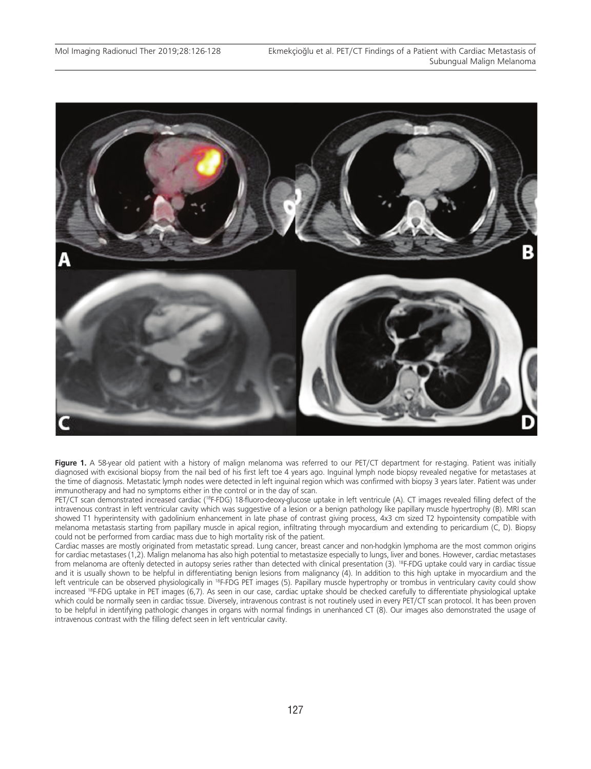**Figure 1.** A 58-year old patient with a history of malign melanoma was referred to our PET/CT department for re-staging. Patient was initially diagnosed with excisional biopsy from the nail bed of his first left toe 4 years ago. Inguinal lymph node biopsy revealed negative for metastases at the time of diagnosis. Metastatic lymph nodes were detected in left inguinal region which was confirmed with biopsy 3 years later. Patient was under immunotherapy and had no symptoms either in the control or in the day of scan.

PET/CT scan demonstrated increased cardiac ([18]F-FDG) 18-fluoro-deoxy-glucose uptake in left ventricule (A). CT images revealed filling defect of the intravenous contrast in left ventricular cavity which was suggestive of a lesion or a benign pathology like papillary muscle hypertrophy (B). MRI scan showed T1 hyperintensity with gadolinium enhancement in late phase of contrast giving process, 4x3 cm sized T2 hypointensity compatible with melanoma metastasis starting from papillary muscle in apical region, infiltrating through myocardium and extending to pericardium (C, D). Biopsy could not be performed from cardiac mass due to high mortality risk of the patient.

Cardiac masses are mostly originated from metastatic spread. Lung cancer, breast cancer and non-hodgkin lymphoma are the most common origins for cardiac metastases (1,2). Malign melanoma has also high potential to metastasize especially to lungs, liver and bones. However, cardiac metastases from melanoma are oftenly detected in autopsy series rather than detected with clinical presentation (3). [18]F-FDG uptake could vary in cardiac tissue and it is usually shown to be helpful in differentiating benign lesions from malignancy (4). In addition to this high uptake in myocardium and the left ventricule can be observed physiologically in [18]F-FDG PET images (5). Papillary muscle hypertrophy or trombus in ventriculary cavity could show increased [18]F-FDG uptake in PET images (6,7). As seen in our case, cardiac uptake should be checked carefully to differentiate physiological uptake which could be normally seen in cardiac tissue. Diversely, intravenous contrast is not routinely used in every PET/CT scan protocol. It has been proven to be helpful in identifying pathologic changes in organs with normal findings in unenhanced CT (8). Our images also demonstrated the usage of intravenous contrast with the filling defect seen in left ventricular cavity.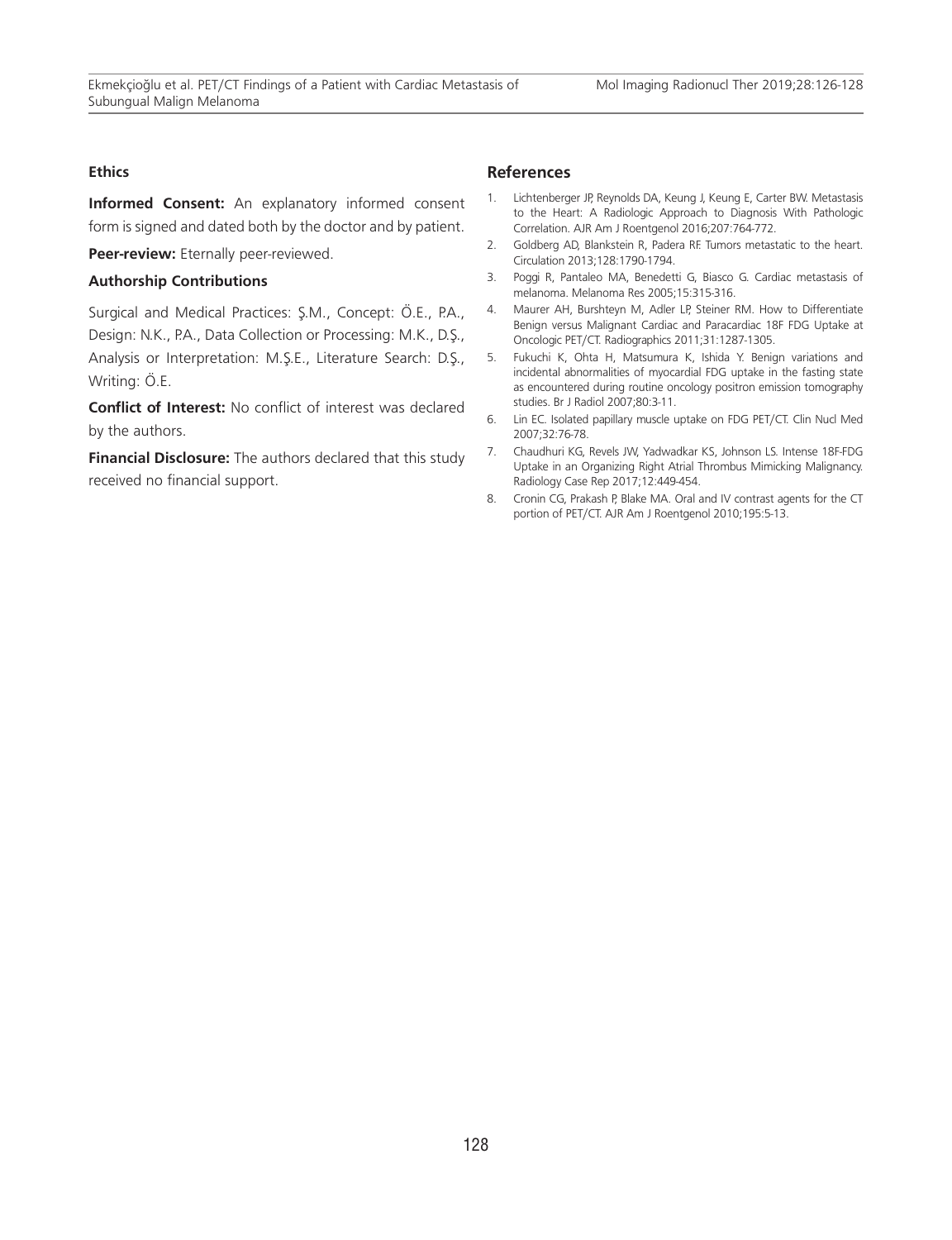### Ethics

**Informed Consent:** An explanatory informed consent form is signed and dated both by the doctor and by patient.

**Peer-review:** Eternally peer-reviewed.

### Authorship Contributions

Surgical and Medical Practices: Ş.M., Concept: Ö.E., P.A., Design: N.K., P.A., Data Collection or Processing: M.K., D.Ş., Analysis or Interpretation: M.Ş.E., Literature Search: D.Ş., Writing: Ö.E.

**Conflict of Interest:** No conflict of interest was declared by the authors.

**Financial Disclosure:** The authors declared that this study received no financial support.

## References

1. Lichtenberger JP, Reynolds DA, Keung J, Keung E, Carter BW. Metastasis to the Heart: A Radiologic Approach to Diagnosis With Pathologic Correlation. AJR Am J Roentgenol 2016;207:764-772.
2. Goldberg AD, Blankstein R, Padera RF. Tumors metastatic to the heart. Circulation 2013;128:1790-1794.
3. Poggi R, Pantaleo MA, Benedetti G, Biasco G. Cardiac metastasis of melanoma. Melanoma Res 2005;15:315-316.
4. Maurer AH, Burshteyn M, Adler LP, Steiner RM. How to Differentiate Benign versus Malignant Cardiac and Paracardiac 18F FDG Uptake at Oncologic PET/CT. Radiographics 2011;31:1287-1305.
5. Fukuchi K, Ohta H, Matsumura K, Ishida Y. Benign variations and incidental abnormalities of myocardial FDG uptake in the fasting state as encountered during routine oncology positron emission tomography studies. Br J Radiol 2007;80:3-11.
6. Lin EC. Isolated papillary muscle uptake on FDG PET/CT. Clin Nucl Med 2007;32:76-78.
7. Chaudhuri KG, Revels JW, Yadwadkar KS, Johnson LS. Intense 18F-FDG Uptake in an Organizing Right Atrial Thrombus Mimicking Malignancy. Radiology Case Rep 2017;12:449-454.
8. Cronin CG, Prakash P, Blake MA. Oral and IV contrast agents for the CT portion of PET/CT. AJR Am J Roentgenol 2010;195:5-13.